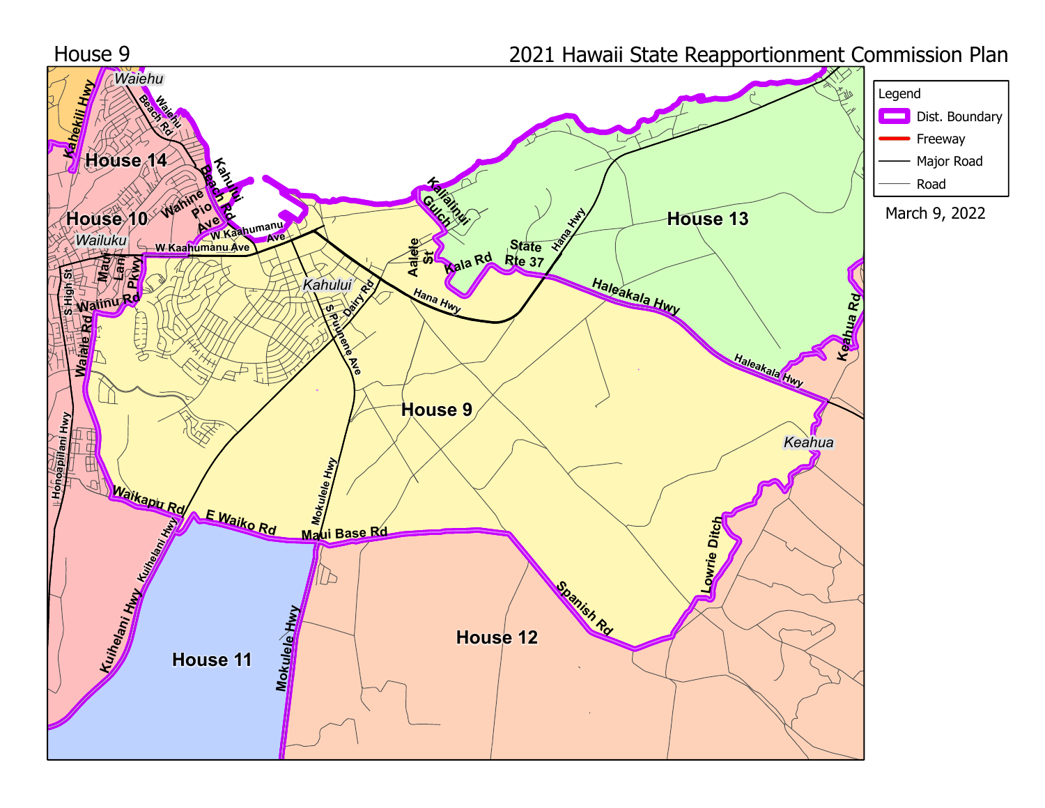House 9

2021 Hawaii State Reapportionment Commission Plan

Legend

- Dist. Boundary
- Freeway
- Major Road
- Road

March 9, 2022

House 9

House 10

House 11

House 12

House 13

House 14

Waiehu

Wailuku

Kahului

Keahua

Kahekili Hwy

Waiehu Beach Rd

Kahului Beach Rd

Wahine Pio Ave

W Kaahumanu Ave

S High St

Main

Lani Pkwy

Wainu Rd

Waiale Rd

Honoapiilani Hwy

Waikapu Rd

Kuihelani Hwy

E Waiko Rd

Maui Base Rd

Mokulele Hwy

S Puunene Ave

Dairy Rd

Hana Hwy

Aalele St

Kalialinui Gulch

Kala Rd

State Rte 37

Haleakala Hwy

Keahua Rd

Lowrie Ditch

Spanish Rd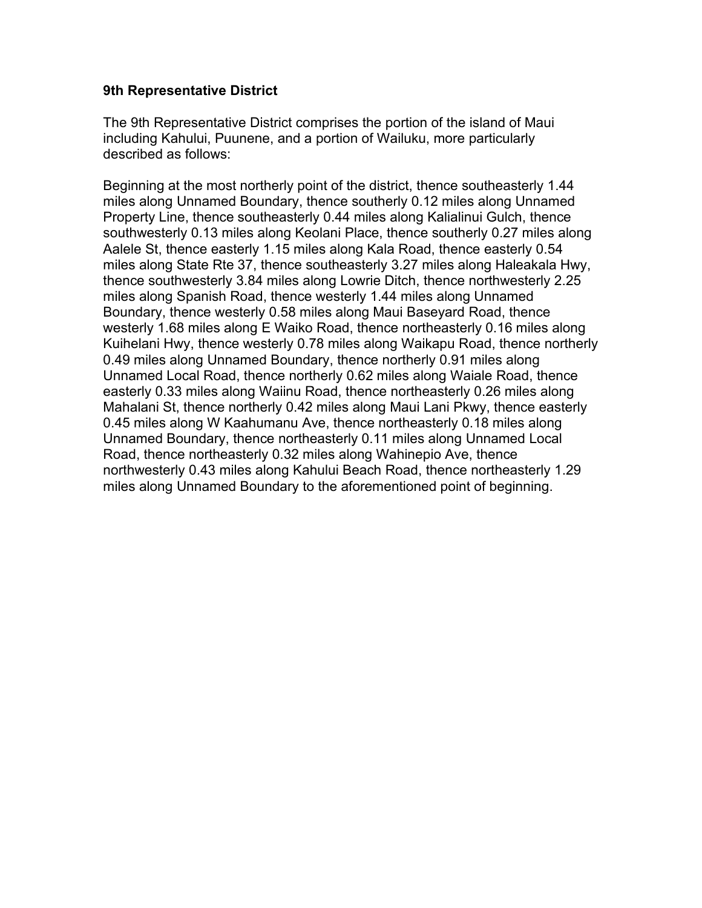**9th Representative District**

The 9th Representative District comprises the portion of the island of Maui including Kahului, Puunene, and a portion of Wailuku, more particularly described as follows:

Beginning at the most northerly point of the district, thence southeasterly 1.44 miles along Unnamed Boundary, thence southerly 0.12 miles along Unnamed Property Line, thence southeasterly 0.44 miles along Kalialinui Gulch, thence southwesterly 0.13 miles along Keolani Place, thence southerly 0.27 miles along Aalele St, thence easterly 1.15 miles along Kala Road, thence easterly 0.54 miles along State Rte 37, thence southeasterly 3.27 miles along Haleakala Hwy, thence southwesterly 3.84 miles along Lowrie Ditch, thence northwesterly 2.25 miles along Spanish Road, thence westerly 1.44 miles along Unnamed Boundary, thence westerly 0.58 miles along Maui Baseyard Road, thence westerly 1.68 miles along E Waiko Road, thence northeasterly 0.16 miles along Kuihelani Hwy, thence westerly 0.78 miles along Waikapu Road, thence northerly 0.49 miles along Unnamed Boundary, thence northerly 0.91 miles along Unnamed Local Road, thence northerly 0.62 miles along Waiale Road, thence easterly 0.33 miles along Waiinu Road, thence northeasterly 0.26 miles along Mahalani St, thence northerly 0.42 miles along Maui Lani Pkwy, thence easterly 0.45 miles along W Kaahumanu Ave, thence northeasterly 0.18 miles along Unnamed Boundary, thence northeasterly 0.11 miles along Unnamed Local Road, thence northeasterly 0.32 miles along Wahinepio Ave, thence northwesterly 0.43 miles along Kahului Beach Road, thence northeasterly 1.29 miles along Unnamed Boundary to the aforementioned point of beginning.